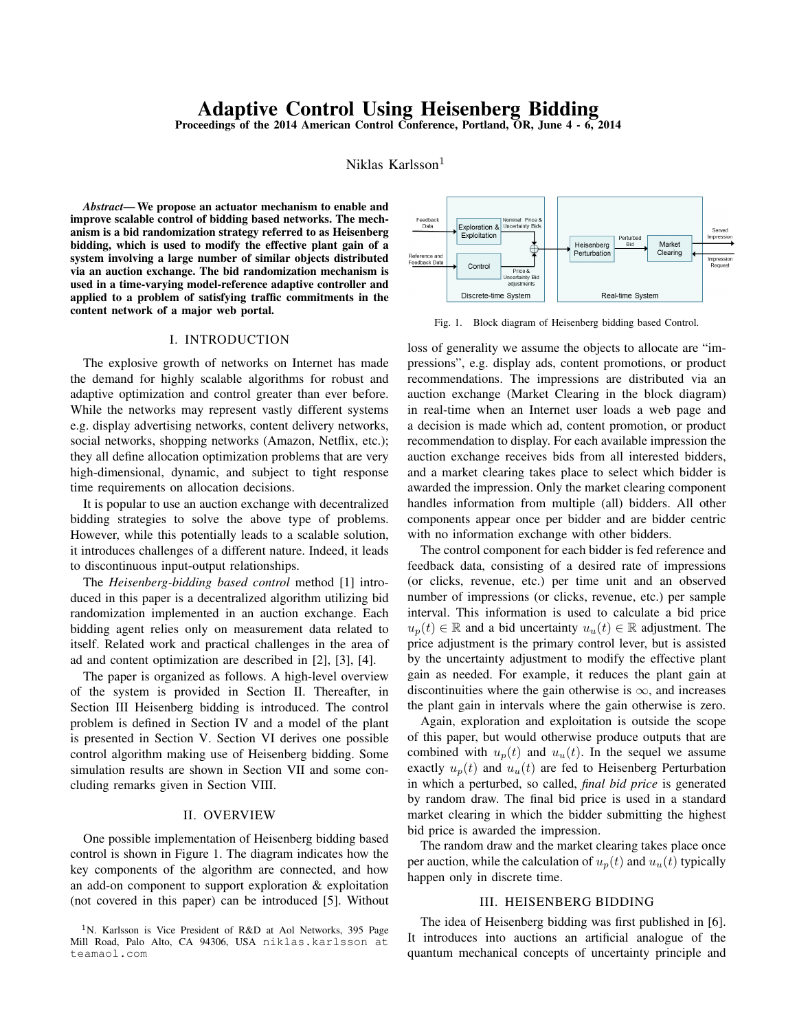# Adaptive Control Using Heisenberg Bidding

**Proceedings of the 2014 American Control Conference, Portland, OR, June 4 - 6, 2014**

Niklas Karlsson[1]

***Abstract*— We propose an actuator mechanism to enable and improve scalable control of bidding based networks. The mechanism is a bid randomization strategy referred to as Heisenberg bidding, which is used to modify the effective plant gain of a system involving a large number of similar objects distributed via an auction exchange. The bid randomization mechanism is used in a time-varying model-reference adaptive controller and applied to a problem of satisfying traffic commitments in the content network of a major web portal.**

## I. INTRODUCTION

The explosive growth of networks on Internet has made the demand for highly scalable algorithms for robust and adaptive optimization and control greater than ever before. While the networks may represent vastly different systems e.g. display advertising networks, content delivery networks, social networks, shopping networks (Amazon, Netflix, etc.); they all define allocation optimization problems that are very high-dimensional, dynamic, and subject to tight response time requirements on allocation decisions.

It is popular to use an auction exchange with decentralized bidding strategies to solve the above type of problems. However, while this potentially leads to a scalable solution, it introduces challenges of a different nature. Indeed, it leads to discontinuous input-output relationships.

The *Heisenberg-bidding based control* method [1] introduced in this paper is a decentralized algorithm utilizing bid randomization implemented in an auction exchange. Each bidding agent relies only on measurement data related to itself. Related work and practical challenges in the area of ad and content optimization are described in [2], [3], [4].

The paper is organized as follows. A high-level overview of the system is provided in Section II. Thereafter, in Section III Heisenberg bidding is introduced. The control problem is defined in Section IV and a model of the plant is presented in Section V. Section VI derives one possible control algorithm making use of Heisenberg bidding. Some simulation results are shown in Section VII and some concluding remarks given in Section VIII.

## II. OVERVIEW

One possible implementation of Heisenberg bidding based control is shown in Figure 1. The diagram indicates how the key components of the algorithm are connected, and how an add-on component to support exploration & exploitation (not covered in this paper) can be introduced [5]. Without loss of generality we assume the objects to allocate are "impressions", e.g. display ads, content promotions, or product recommendations. The impressions are distributed via an auction exchange (Market Clearing in the block diagram) in real-time when an Internet user loads a web page and a decision is made which ad, content promotion, or product recommendation to display. For each available impression the auction exchange receives bids from all interested bidders, and a market clearing takes place to select which bidder is awarded the impression. Only the market clearing component handles information from multiple (all) bidders. All other components appear once per bidder and are bidder centric with no information exchange with other bidders.

Feedback Data
Exploration & Exploitation
Nominal Price & Uncertainty Bids
Reference and Feedback Data
Control
Price & Uncertainty Bid adjustments
Discrete-time System
Heisenberg Perturbation
Perturbed Bid
Market Clearing
Served Impression
Impression Request
Real-time System

Fig. 1. Block diagram of Heisenberg bidding based Control.

The control component for each bidder is fed reference and feedback data, consisting of a desired rate of impressions (or clicks, revenue, etc.) per time unit and an observed number of impressions (or clicks, revenue, etc.) per sample interval. This information is used to calculate a bid price $u_p(t) \in \mathbb{R}$ and a bid uncertainty $u_u(t) \in \mathbb{R}$ adjustment. The price adjustment is the primary control lever, but is assisted by the uncertainty adjustment to modify the effective plant gain as needed. For example, it reduces the plant gain at discontinuities where the gain otherwise is $\infty$, and increases the plant gain in intervals where the gain otherwise is zero.

Again, exploration and exploitation is outside the scope of this paper, but would otherwise produce outputs that are combined with $u_p(t)$ and $u_u(t)$. In the sequel we assume exactly $u_p(t)$ and $u_u(t)$ are fed to Heisenberg Perturbation in which a perturbed, so called, *final bid price* is generated by random draw. The final bid price is used in a standard market clearing in which the bidder submitting the highest bid price is awarded the impression.

The random draw and the market clearing takes place once per auction, while the calculation of $u_p(t)$ and $u_u(t)$ typically happen only in discrete time.

## III. HEISENBERG BIDDING

The idea of Heisenberg bidding was first published in [6]. It introduces into auctions an artificial analogue of the quantum mechanical concepts of uncertainty principle and

[1]N. Karlsson is Vice President of R&D at Aol Networks, 395 Page Mill Road, Palo Alto, CA 94306, USA niklas.karlsson at teamaol.com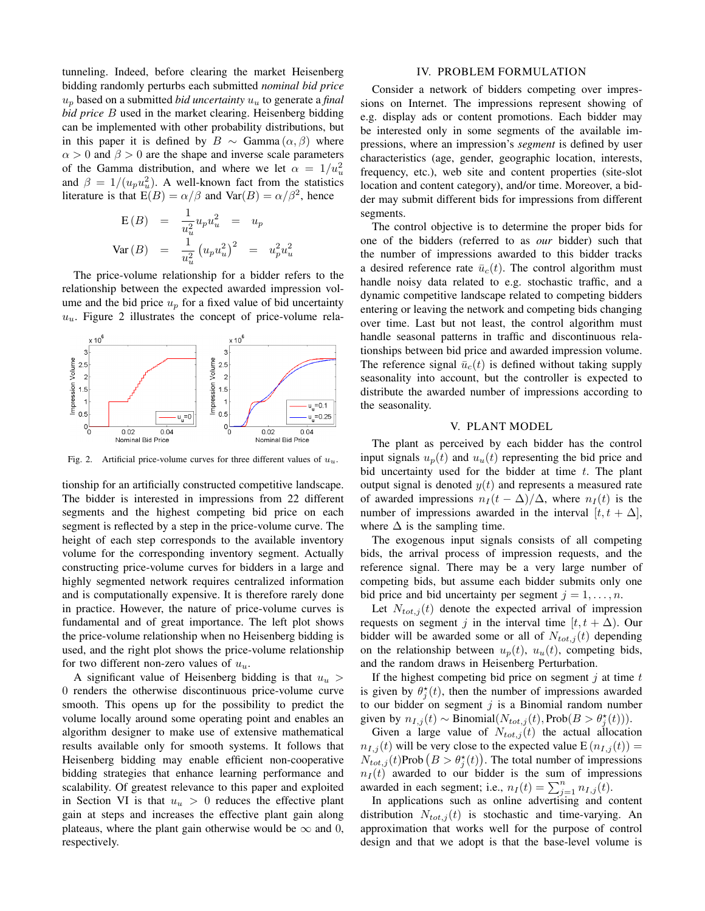tunneling. Indeed, before clearing the market Heisenberg bidding randomly perturbs each submitted *nominal bid price* $u_p$ based on a submitted *bid uncertainty* $u_u$ to generate a *final bid price* $B$ used in the market clearing. Heisenberg bidding can be implemented with other probability distributions, but in this paper it is defined by $B \sim \text{Gamma}(\alpha, \beta)$ where $\alpha > 0$ and $\beta > 0$ are the shape and inverse scale parameters of the Gamma distribution, and where we let $\alpha = 1/u_u^2$ and $\beta = 1/(u_p u_u^2)$. A well-known fact from the statistics literature is that $\text{E}(B) = \alpha/\beta$ and $\text{Var}(B) = \alpha/\beta^2$, hence

$$\text{E}(B) = \frac{1}{u_u^2} u_p u_u^2 = u_p$$

$$\text{Var}(B) = \frac{1}{u_u^2} \left(u_p u_u^2\right)^2 = u_p^2 u_u^2$$

The price-volume relationship for a bidder refers to the relationship between the expected awarded impression volume and the bid price $u_p$ for a fixed value of bid uncertainty $u_u$. Figure 2 illustrates the concept of price-volume relationship for an artificially constructed competitive landscape. The bidder is interested in impressions from 22 different segments and the highest competing bid price on each segment is reflected by a step in the price-volume curve. The height of each step corresponds to the available inventory volume for the corresponding inventory segment. Actually constructing price-volume curves for bidders in a large and highly segmented network requires centralized information and is computationally expensive. It is therefore rarely done in practice. However, the nature of price-volume curves is fundamental and of great importance. The left plot shows the price-volume relationship when no Heisenberg bidding is used, and the right plot shows the price-volume relationship for two different non-zero values of $u_u$.

Fig. 2. Artificial price-volume curves for three different values of $u_u$.

A significant value of Heisenberg bidding is that $u_u > 0$ renders the otherwise discontinuous price-volume curve smooth. This opens up for the possibility to predict the volume locally around some operating point and enables an algorithm designer to make use of extensive mathematical results available only for smooth systems. It follows that Heisenberg bidding may enable efficient non-cooperative bidding strategies that enhance learning performance and scalability. Of greatest relevance to this paper and exploited in Section VI is that $u_u > 0$ reduces the effective plant gain at steps and increases the effective plant gain along plateaus, where the plant gain otherwise would be $\infty$ and 0, respectively.

## IV. PROBLEM FORMULATION

Consider a network of bidders competing over impressions on Internet. The impressions represent showing of e.g. display ads or content promotions. Each bidder may be interested only in some segments of the available impressions, where an impression's *segment* is defined by user characteristics (age, gender, geographic location, interests, frequency, etc.), web site and content properties (site-slot location and content category), and/or time. Moreover, a bidder may submit different bids for impressions from different segments.

The control objective is to determine the proper bids for one of the bidders (referred to as *our* bidder) such that the number of impressions awarded to this bidder tracks a desired reference rate $\bar{u}_c(t)$. The control algorithm must handle noisy data related to e.g. stochastic traffic, and a dynamic competitive landscape related to competing bidders entering or leaving the network and competing bids changing over time. Last but not least, the control algorithm must handle seasonal patterns in traffic and discontinuous relationships between bid price and awarded impression volume. The reference signal $\bar{u}_c(t)$ is defined without taking supply seasonality into account, but the controller is expected to distribute the awarded number of impressions according to the seasonality.

## V. PLANT MODEL

The plant as perceived by each bidder has the control input signals $u_p(t)$ and $u_u(t)$ representing the bid price and bid uncertainty used for the bidder at time $t$. The plant output signal is denoted $y(t)$ and represents a measured rate of awarded impressions $n_I(t - \Delta)/\Delta$, where $n_I(t)$ is the number of impressions awarded in the interval $[t, t + \Delta]$, where $\Delta$ is the sampling time.

The exogenous input signals consists of all competing bids, the arrival process of impression requests, and the reference signal. There may be a very large number of competing bids, but assume each bidder submits only one bid price and bid uncertainty per segment $j = 1, \ldots, n$.

Let $N_{tot,j}(t)$ denote the expected arrival of impression requests on segment $j$ in the interval time $[t, t + \Delta)$. Our bidder will be awarded some or all of $N_{tot,j}(t)$ depending on the relationship between $u_p(t)$, $u_u(t)$, competing bids, and the random draws in Heisenberg Perturbation.

If the highest competing bid price on segment $j$ at time $t$ is given by $\theta_j^\star(t)$, then the number of impressions awarded to our bidder on segment $j$ is a Binomial random number given by $n_{I,j}(t) \sim \text{Binomial}(N_{tot,j}(t), \text{Prob}(B > \theta_j^\star(t)))$.

Given a large value of $N_{tot,j}(t)$ the actual allocation $n_{I,j}(t)$ will be very close to the expected value $\text{E}(n_{I,j}(t)) = N_{tot,j}(t)\text{Prob}\left(B > \theta_j^\star(t)\right)$. The total number of impressions $n_I(t)$ awarded to our bidder is the sum of impressions awarded in each segment; i.e., $n_I(t) = \sum_{j=1}^{n} n_{I,j}(t)$.

In applications such as online advertising and content distribution $N_{tot,j}(t)$ is stochastic and time-varying. An approximation that works well for the purpose of control design and that we adopt is that the base-level volume is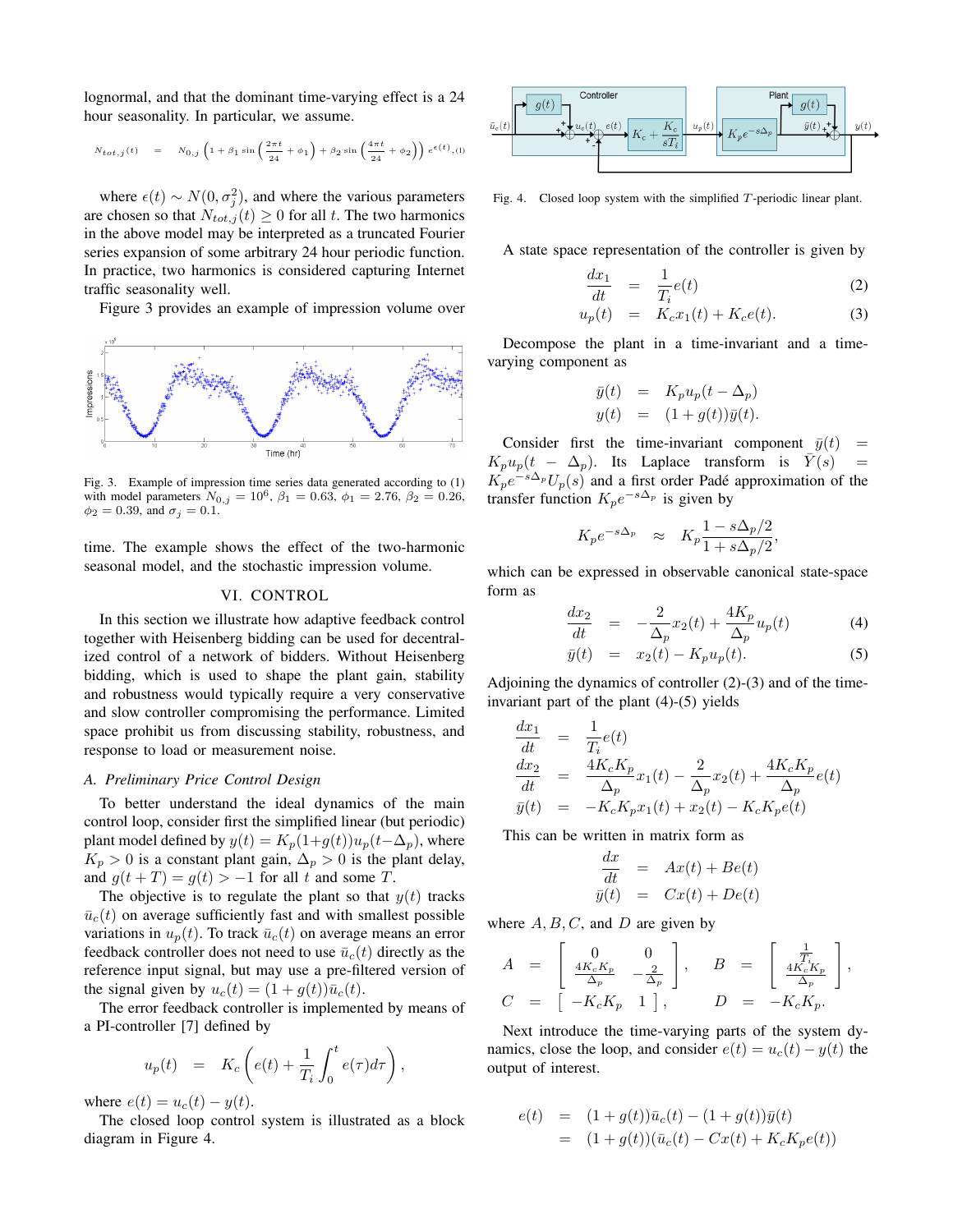lognormal, and that the dominant time-varying effect is a 24 hour seasonality. In particular, we assume.

$$N_{tot,j}(t) = N_{0,j}\left(1+\beta_1 \sin\left(\frac{2\pi t}{24}+\phi_1\right)+\beta_2 \sin\left(\frac{4\pi t}{24}+\phi_2\right)\right)e^{\epsilon(t)}, \quad (1)$$

where $\epsilon(t) \sim N(0, \sigma_j^2)$, and where the various parameters are chosen so that $N_{tot,j}(t) \geq 0$ for all $t$. The two harmonics in the above model may be interpreted as a truncated Fourier series expansion of some arbitrary 24 hour periodic function. In practice, two harmonics is considered capturing Internet traffic seasonality well.

Figure 3 provides an example of impression volume over time. The example shows the effect of the two-harmonic seasonal model, and the stochastic impression volume.

Fig. 3. Example of impression time series data generated according to (1) with model parameters $N_{0,j} = 10^6$, $\beta_1 = 0.63$, $\phi_1 = 2.76$, $\beta_2 = 0.26$, $\phi_2 = 0.39$, and $\sigma_j = 0.1$.

## VI. CONTROL

In this section we illustrate how adaptive feedback control together with Heisenberg bidding can be used for decentralized control of a network of bidders. Without Heisenberg bidding, which is used to shape the plant gain, stability and robustness would typically require a very conservative and slow controller compromising the performance. Limited space prohibit us from discussing stability, robustness, and response to load or measurement noise.

### A. Preliminary Price Control Design

To better understand the ideal dynamics of the main control loop, consider first the simplified linear (but periodic) plant model defined by $y(t) = K_p(1+g(t))u_p(t-\Delta_p)$, where $K_p > 0$ is a constant plant gain, $\Delta_p > 0$ is the plant delay, and $g(t+T) = g(t) > -1$ for all $t$ and some $T$.

The objective is to regulate the plant so that $y(t)$ tracks $\bar{u}_c(t)$ on average sufficiently fast and with smallest possible variations in $u_p(t)$. To track $\bar{u}_c(t)$ on average means an error feedback controller does not need to use $\bar{u}_c(t)$ directly as the reference input signal, but may use a pre-filtered version of the signal given by $u_c(t) = (1+g(t))\bar{u}_c(t)$.

The error feedback controller is implemented by means of a PI-controller [7] defined by

$$u_p(t) = K_c\left(e(t) + \frac{1}{T_i}\int_0^t e(\tau)d\tau\right),$$

where $e(t) = u_c(t) - y(t)$.

The closed loop control system is illustrated as a block diagram in Figure 4.

Fig. 4. Closed loop system with the simplified $T$-periodic linear plant.

A state space representation of the controller is given by

$$\frac{dx_1}{dt} = \frac{1}{T_i}e(t) \quad (2)$$

$$u_p(t) = K_c x_1(t) + K_c e(t). \quad (3)$$

Decompose the plant in a time-invariant and a time-varying component as

$$\bar{y}(t) = K_p u_p(t-\Delta_p)$$
$$y(t) = (1+g(t))\bar{y}(t).$$

Consider first the time-invariant component $\bar{y}(t) = K_p u_p(t-\Delta_p)$. Its Laplace transform is $\bar{Y}(s) = K_p e^{-s\Delta_p}U_p(s)$ and a first order Padé approximation of the transfer function $K_p e^{-s\Delta_p}$ is given by

$$K_p e^{-s\Delta_p} \approx K_p \frac{1 - s\Delta_p/2}{1 + s\Delta_p/2},$$

which can be expressed in observable canonical state-space form as

$$\frac{dx_2}{dt} = -\frac{2}{\Delta_p}x_2(t) + \frac{4K_p}{\Delta_p}u_p(t) \quad (4)$$

$$\bar{y}(t) = x_2(t) - K_p u_p(t). \quad (5)$$

Adjoining the dynamics of controller (2)-(3) and of the time-invariant part of the plant (4)-(5) yields

$$\frac{dx_1}{dt} = \frac{1}{T_i}e(t)$$
$$\frac{dx_2}{dt} = \frac{4K_cK_p}{\Delta_p}x_1(t) - \frac{2}{\Delta_p}x_2(t) + \frac{4K_cK_p}{\Delta_p}e(t)$$
$$\bar{y}(t) = -K_cK_p x_1(t) + x_2(t) - K_cK_p e(t)$$

This can be written in matrix form as

$$\frac{dx}{dt} = Ax(t) + Be(t)$$
$$\bar{y}(t) = Cx(t) + De(t)$$

where $A, B, C,$ and $D$ are given by

$$A = \begin{bmatrix} 0 & 0 \\ \frac{4K_cK_p}{\Delta_p} & -\frac{2}{\Delta_p} \end{bmatrix}, \quad B = \begin{bmatrix} \frac{1}{T_i} \\ \frac{4K_cK_p}{\Delta_p} \end{bmatrix},$$
$$C = \begin{bmatrix} -K_cK_p & 1 \end{bmatrix}, \quad D = -K_cK_p.$$

Next introduce the time-varying parts of the system dynamics, close the loop, and consider $e(t) = u_c(t) - y(t)$ the output of interest.

$$e(t) = (1+g(t))\bar{u}_c(t) - (1+g(t))\bar{y}(t)$$
$$= (1+g(t))(\bar{u}_c(t) - Cx(t) + K_cK_p e(t))$$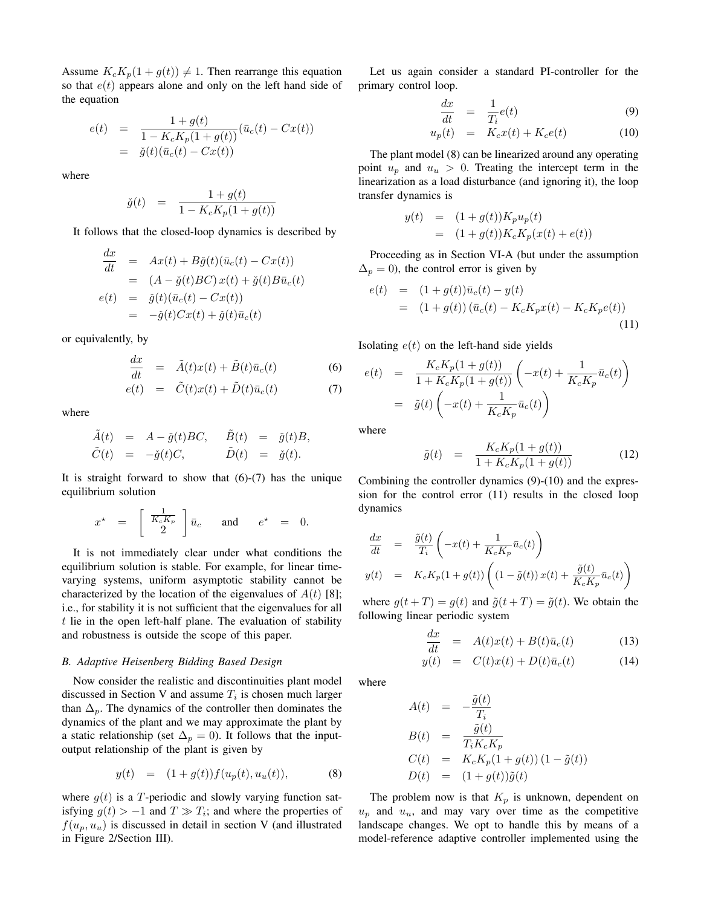Assume $K_c K_p(1+g(t)) \neq 1$. Then rearrange this equation so that $e(t)$ appears alone and only on the left hand side of the equation

$$
\begin{aligned}
e(t) &= \frac{1+g(t)}{1-K_cK_p(1+g(t))}(\bar{u}_c(t) - Cx(t)) \\
&= \breve{g}(t)(\bar{u}_c(t) - Cx(t))
\end{aligned}
$$

where

$$
\breve{g}(t) = \frac{1+g(t)}{1-K_cK_p(1+g(t))}
$$

It follows that the closed-loop dynamics is described by

$$
\begin{aligned}
\frac{dx}{dt} &= Ax(t) + B\breve{g}(t)(\bar{u}_c(t) - Cx(t)) \\
&= (A - \breve{g}(t)BC)\, x(t) + \breve{g}(t)B\bar{u}_c(t) \\
e(t) &= \breve{g}(t)(\bar{u}_c(t) - Cx(t)) \\
&= -\breve{g}(t)Cx(t) + \breve{g}(t)\bar{u}_c(t)
\end{aligned}
$$

or equivalently, by

$$
\frac{dx}{dt} = \tilde{A}(t)x(t) + \tilde{B}(t)\bar{u}_c(t) \tag{6}
$$

$$
e(t) = \tilde{C}(t)x(t) + \tilde{D}(t)\bar{u}_c(t) \tag{7}
$$

where

$$
\begin{aligned}
\tilde{A}(t) &= A - \breve{g}(t)BC, & \tilde{B}(t) &= \breve{g}(t)B, \\
\tilde{C}(t) &= -\breve{g}(t)C, & \tilde{D}(t) &= \breve{g}(t).
\end{aligned}
$$

It is straight forward to show that (6)-(7) has the unique equilibrium solution

$$
x^\star = \begin{bmatrix} \frac{1}{K_cK_p} \\ 2 \end{bmatrix} \bar{u}_c \quad \text{and} \quad e^\star = 0.
$$

It is not immediately clear under what conditions the equilibrium solution is stable. For example, for linear time-varying systems, uniform asymptotic stability cannot be characterized by the location of the eigenvalues of $A(t)$ [8]; i.e., for stability it is not sufficient that the eigenvalues for all $t$ lie in the open left-half plane. The evaluation of stability and robustness is outside the scope of this paper.

### B. Adaptive Heisenberg Bidding Based Design

Now consider the realistic and discontinuities plant model discussed in Section V and assume $T_i$ is chosen much larger than $\Delta_p$. The dynamics of the controller then dominates the dynamics of the plant and we may approximate the plant by a static relationship (set $\Delta_p = 0$). It follows that the input-output relationship of the plant is given by

$$
y(t) = (1+g(t))f(u_p(t), u_u(t)), \tag{8}
$$

where $g(t)$ is a $T$-periodic and slowly varying function satisfying $g(t) > -1$ and $T \gg T_i$; and where the properties of $f(u_p, u_u)$ is discussed in detail in section V (and illustrated in Figure 2/Section III).

Let us again consider a standard PI-controller for the primary control loop.

$$
\frac{dx}{dt} = \frac{1}{T_i}e(t) \tag{9}
$$

$$
u_p(t) = K_cx(t) + K_ce(t) \tag{10}
$$

The plant model (8) can be linearized around any operating point $u_p$ and $u_u > 0$. Treating the intercept term in the linearization as a load disturbance (and ignoring it), the loop transfer dynamics is

$$
\begin{aligned}
y(t) &= (1+g(t))K_pu_p(t) \\
&= (1+g(t))K_cK_p(x(t) + e(t))
\end{aligned}
$$

Proceeding as in Section VI-A (but under the assumption $\Delta_p = 0$), the control error is given by

$$
\begin{aligned}
e(t) &= (1+g(t))\bar{u}_c(t) - y(t) \\
&= (1+g(t))\left(\bar{u}_c(t) - K_cK_px(t) - K_cK_pe(t)\right)
\end{aligned} \tag{11}
$$

Isolating $e(t)$ on the left-hand side yields

$$
\begin{aligned}
e(t) &= \frac{K_cK_p(1+g(t))}{1+K_cK_p(1+g(t))}\left(-x(t) + \frac{1}{K_cK_p}\bar{u}_c(t)\right) \\
&= \tilde{g}(t)\left(-x(t) + \frac{1}{K_cK_p}\bar{u}_c(t)\right)
\end{aligned}
$$

where

$$
\tilde{g}(t) = \frac{K_cK_p(1+g(t))}{1+K_cK_p(1+g(t))} \tag{12}
$$

Combining the controller dynamics (9)-(10) and the expression for the control error (11) results in the closed loop dynamics

$$
\begin{aligned}
\frac{dx}{dt} &= \frac{\tilde{g}(t)}{T_i}\left(-x(t) + \frac{1}{K_cK_p}\bar{u}_c(t)\right) \\
y(t) &= K_cK_p(1+g(t))\left((1-\tilde{g}(t))\,x(t) + \frac{\tilde{g}(t)}{K_cK_p}\bar{u}_c(t)\right)
\end{aligned}
$$

where $g(t+T) = g(t)$ and $\tilde{g}(t+T) = \tilde{g}(t)$. We obtain the following linear periodic system

$$
\frac{dx}{dt} = A(t)x(t) + B(t)\bar{u}_c(t) \tag{13}
$$

$$
y(t) = C(t)x(t) + D(t)\bar{u}_c(t) \tag{14}
$$

where

$$
\begin{aligned}
A(t) &= -\frac{\tilde{g}(t)}{T_i} \\
B(t) &= \frac{\tilde{g}(t)}{T_iK_cK_p} \\
C(t) &= K_cK_p(1+g(t))\,(1-\tilde{g}(t)) \\
D(t) &= (1+g(t))\tilde{g}(t)
\end{aligned}
$$

The problem now is that $K_p$ is unknown, dependent on $u_p$ and $u_u$, and may vary over time as the competitive landscape changes. We opt to handle this by means of a model-reference adaptive controller implemented using the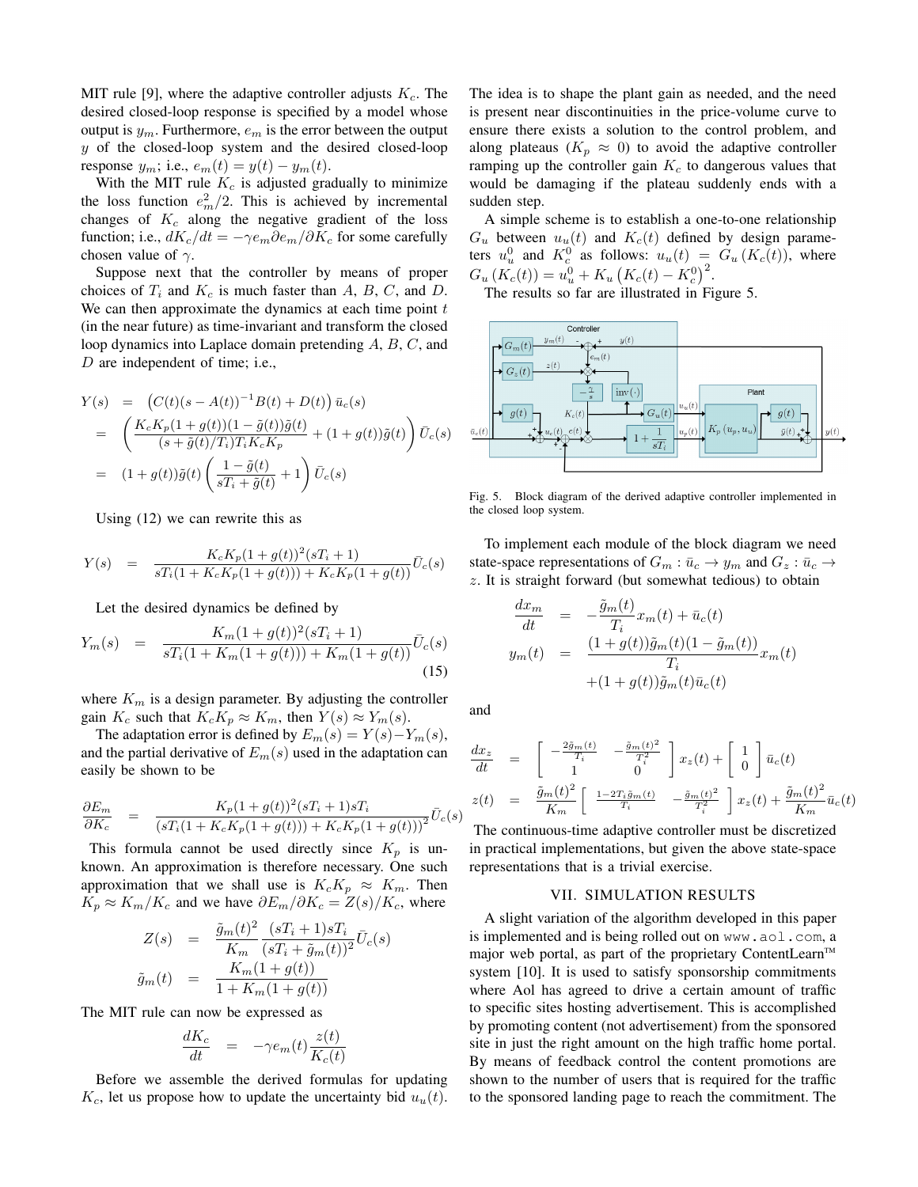MIT rule [9], where the adaptive controller adjusts $K_c$. The desired closed-loop response is specified by a model whose output is $y_m$. Furthermore, $e_m$ is the error between the output $y$ of the closed-loop system and the desired closed-loop response $y_m$; i.e., $e_m(t) = y(t) - y_m(t)$.

With the MIT rule $K_c$ is adjusted gradually to minimize the loss function $e_m^2/2$. This is achieved by incremental changes of $K_c$ along the negative gradient of the loss function; i.e., $dK_c/dt = -\gamma e_m \partial e_m / \partial K_c$ for some carefully chosen value of $\gamma$.

Suppose next that the controller by means of proper choices of $T_i$ and $K_c$ is much faster than $A$, $B$, $C$, and $D$. We can then approximate the dynamics at each time point $t$ (in the near future) as time-invariant and transform the closed loop dynamics into Laplace domain pretending $A$, $B$, $C$, and $D$ are independent of time; i.e.,

$$
\begin{aligned}
Y(s) &= \left(C(t)(s - A(t))^{-1}B(t) + D(t)\right)\bar{u}_c(s) \\
&= \left(\frac{K_c K_p (1+g(t))(1-\tilde{g}(t))\tilde{g}(t)}{(s+\tilde{g}(t)/T_i)T_i K_c K_p} + (1+g(t))\tilde{g}(t)\right)\bar{U}_c(s) \\
&= (1+g(t))\tilde{g}(t)\left(\frac{1-\tilde{g}(t)}{sT_i + \tilde{g}(t)} + 1\right)\bar{U}_c(s)
\end{aligned}
$$

Using (12) we can rewrite this as

$$
Y(s) = \frac{K_c K_p (1+g(t))^2 (sT_i + 1)}{sT_i(1 + K_c K_p(1+g(t))) + K_c K_p (1+g(t))}\bar{U}_c(s)
$$

Let the desired dynamics be defined by

$$
Y_m(s) = \frac{K_m (1+g(t))^2 (sT_i + 1)}{sT_i(1 + K_m(1+g(t))) + K_m (1+g(t))}\bar{U}_c(s) \tag{15}
$$

where $K_m$ is a design parameter. By adjusting the controller gain $K_c$ such that $K_c K_p \approx K_m$, then $Y(s) \approx Y_m(s)$.

The adaptation error is defined by $E_m(s) = Y(s) - Y_m(s)$, and the partial derivative of $E_m(s)$ used in the adaptation can easily be shown to be

$$
\frac{\partial E_m}{\partial K_c} = \frac{K_p (1+g(t))^2 (sT_i + 1) sT_i}{\left(sT_i(1 + K_c K_p(1+g(t))) + K_c K_p(1+g(t))\right)^2}\bar{U}_c(s)
$$

This formula cannot be used directly since $K_p$ is unknown. An approximation is therefore necessary. One such approximation that we shall use is $K_c K_p \approx K_m$. Then $K_p \approx K_m/K_c$ and we have $\partial E_m/\partial K_c = Z(s)/K_c$, where

$$
\begin{aligned}
Z(s) &= \frac{\tilde{g}_m(t)^2}{K_m}\frac{(sT_i + 1)sT_i}{(sT_i + \tilde{g}_m(t))^2}\bar{U}_c(s) \\
\tilde{g}_m(t) &= \frac{K_m(1+g(t))}{1 + K_m(1+g(t))}
\end{aligned}
$$

The MIT rule can now be expressed as

$$
\frac{dK_c}{dt} = -\gamma e_m(t)\frac{z(t)}{K_c(t)}
$$

Before we assemble the derived formulas for updating $K_c$, let us propose how to update the uncertainty bid $u_u(t)$. The idea is to shape the plant gain as needed, and the need is present near discontinuities in the price-volume curve to ensure there exists a solution to the control problem, and along plateaus ($K_p \approx 0$) to avoid the adaptive controller ramping up the controller gain $K_c$ to dangerous values that would be damaging if the plateau suddenly ends with a sudden step.

A simple scheme is to establish a one-to-one relationship $G_u$ between $u_u(t)$ and $K_c(t)$ defined by design parameters $u_u^0$ and $K_c^0$ as follows: $u_u(t) = G_u(K_c(t))$, where $G_u(K_c(t)) = u_u^0 + K_u\left(K_c(t) - K_c^0\right)^2$.

The results so far are illustrated in Figure 5.

Fig. 5. Block diagram of the derived adaptive controller implemented in the closed loop system.

To implement each module of the block diagram we need state-space representations of $G_m : \bar{u}_c \to y_m$ and $G_z : \bar{u}_c \to z$. It is straight forward (but somewhat tedious) to obtain

$$
\begin{aligned}
\frac{dx_m}{dt} &= -\frac{\tilde{g}_m(t)}{T_i}x_m(t) + \bar{u}_c(t) \\
y_m(t) &= \frac{(1+g(t))\tilde{g}_m(t)(1-\tilde{g}_m(t))}{T_i}x_m(t) \\
&\quad + (1+g(t))\tilde{g}_m(t)\bar{u}_c(t)
\end{aligned}
$$

and

$$
\begin{aligned}
\frac{dx_z}{dt} &= \begin{bmatrix} -\frac{2\tilde{g}_m(t)}{T_i} & -\frac{\tilde{g}_m(t)^2}{T_i^2} \\ 1 & 0 \end{bmatrix} x_z(t) + \begin{bmatrix} 1 \\ 0 \end{bmatrix}\bar{u}_c(t) \\
z(t) &= \frac{\tilde{g}_m(t)^2}{K_m}\begin{bmatrix} \frac{1-2T_i\tilde{g}_m(t)}{T_i} & -\frac{\tilde{g}_m(t)^2}{T_i^2} \end{bmatrix} x_z(t) + \frac{\tilde{g}_m(t)^2}{K_m}\bar{u}_c(t)
\end{aligned}
$$

The continuous-time adaptive controller must be discretized in practical implementations, but given the above state-space representations that is a trivial exercise.

## VII. Simulation Results

A slight variation of the algorithm developed in this paper is implemented and is being rolled out on www.aol.com, a major web portal, as part of the proprietary ContentLearn™ system [10]. It is used to satisfy sponsorship commitments where Aol has agreed to drive a certain amount of traffic to specific sites hosting advertisement. This is accomplished by promoting content (not advertisement) from the sponsored site in just the right amount on the high traffic home portal. By means of feedback control the content promotions are shown to the number of users that is required for the traffic to the sponsored landing page to reach the commitment. The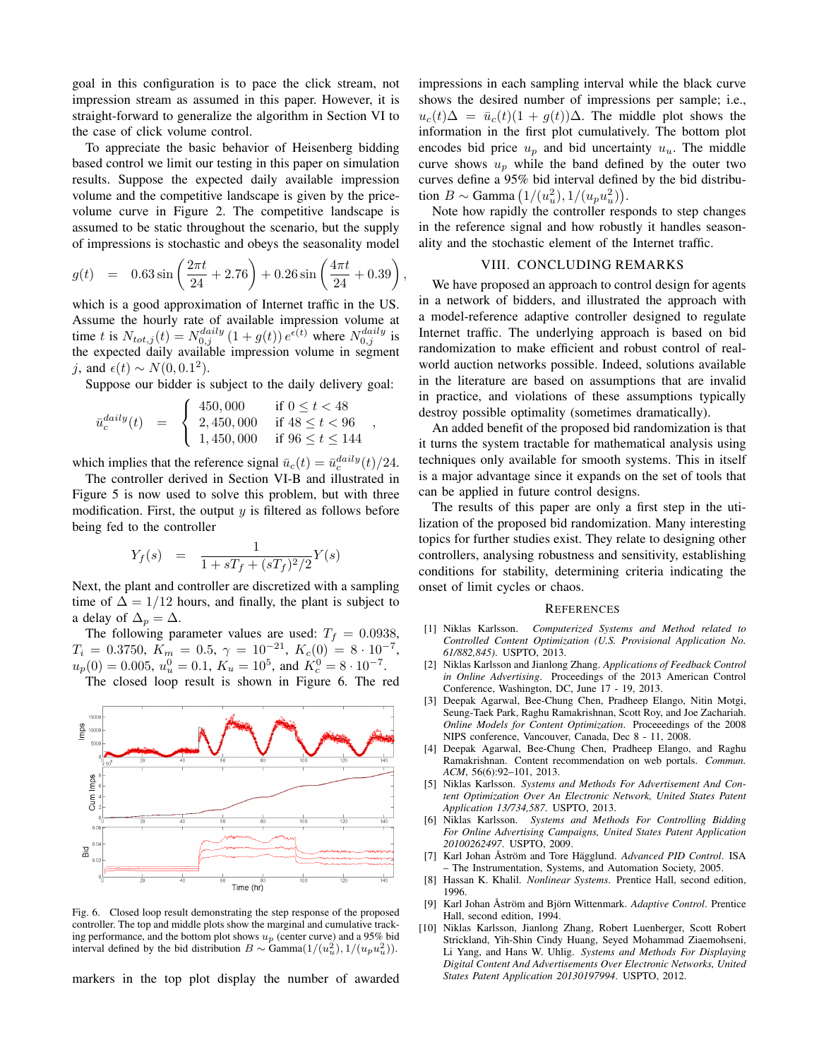goal in this configuration is to pace the click stream, not impression stream as assumed in this paper. However, it is straight-forward to generalize the algorithm in Section VI to the case of click volume control.

To appreciate the basic behavior of Heisenberg bidding based control we limit our testing in this paper on simulation results. Suppose the expected daily available impression volume and the competitive landscape is given by the price-volume curve in Figure 2. The competitive landscape is assumed to be static throughout the scenario, but the supply of impressions is stochastic and obeys the seasonality model

$$g(t) \quad = \quad 0.63 \sin\left(\frac{2\pi t}{24} + 2.76\right) + 0.26 \sin\left(\frac{4\pi t}{24} + 0.39\right),$$

which is a good approximation of Internet traffic in the US. Assume the hourly rate of available impression volume at time $t$ is $N_{tot,j}(t) = N_{0,j}^{daily}(1 + g(t))\, e^{\epsilon(t)}$ where $N_{0,j}^{daily}$ is the expected daily available impression volume in segment $j$, and $\epsilon(t) \sim N(0, 0.1^2)$.

Suppose our bidder is subject to the daily delivery goal:

$$\bar{u}_c^{daily}(t) \quad = \quad \left\{ \begin{array}{ll} 450,000 & \text{if } 0 \leq t < 48 \\ 2,450,000 & \text{if } 48 \leq t < 96 \\ 1,450,000 & \text{if } 96 \leq t \leq 144 \end{array} \right. ,$$

which implies that the reference signal $\bar{u}_c(t) = \bar{u}_c^{daily}(t)/24$.

The controller derived in Section VI-B and illustrated in Figure 5 is now used to solve this problem, but with three modification. First, the output $y$ is filtered as follows before being fed to the controller

$$Y_f(s) \quad = \quad \frac{1}{1 + sT_f + (sT_f)^2/2} Y(s)$$

Next, the plant and controller are discretized with a sampling time of $\Delta = 1/12$ hours, and finally, the plant is subject to a delay of $\Delta_p = \Delta$.

The following parameter values are used: $T_f = 0.0938$, $T_i = 0.3750$, $K_m = 0.5$, $\gamma = 10^{-21}$, $K_c(0) = 8 \cdot 10^{-7}$, $u_p(0) = 0.005$, $u_u^0 = 0.1$, $K_u = 10^5$, and $K_c^0 = 8 \cdot 10^{-7}$.

The closed loop result is shown in Figure 6. The red markers in the top plot display the number of awarded impressions in each sampling interval while the black curve shows the desired number of impressions per sample; i.e., $u_c(t)\Delta = \bar{u}_c(t)(1 + g(t))\Delta$. The middle plot shows the information in the first plot cumulatively. The bottom plot encodes bid price $u_p$ and bid uncertainty $u_u$. The middle curve shows $u_p$ while the band defined by the outer two curves define a 95% bid interval defined by the bid distribution $B \sim \text{Gamma}\left(1/(u_u^2), 1/(u_p u_u^2)\right)$.

Note how rapidly the controller responds to step changes in the reference signal and how robustly it handles seasonality and the stochastic element of the Internet traffic.

Imps
15000
10000
5000
0
20
40
60
80
100
120
140
x 10^6
Cum Imps
8
6
4
2
0
Bid
0.06
0.04
0.02
0
Time (hr)

Fig. 6. Closed loop result demonstrating the step response of the proposed controller. The top and middle plots show the marginal and cumulative tracking performance, and the bottom plot shows $u_p$ (center curve) and a 95% bid interval defined by the bid distribution $B \sim \text{Gamma}(1/(u_u^2), 1/(u_p u_u^2))$.

## VIII. CONCLUDING REMARKS

We have proposed an approach to control design for agents in a network of bidders, and illustrated the approach with a model-reference adaptive controller designed to regulate Internet traffic. The underlying approach is based on bid randomization to make efficient and robust control of real-world auction networks possible. Indeed, solutions available in the literature are based on assumptions that are invalid in practice, and violations of these assumptions typically destroy possible optimality (sometimes dramatically).

An added benefit of the proposed bid randomization is that it turns the system tractable for mathematical analysis using techniques only available for smooth systems. This in itself is a major advantage since it expands on the set of tools that can be applied in future control designs.

The results of this paper are only a first step in the utilization of the proposed bid randomization. Many interesting topics for further studies exist. They relate to designing other controllers, analysing robustness and sensitivity, establishing conditions for stability, determining criteria indicating the onset of limit cycles or chaos.

## REFERENCES

[1] Niklas Karlsson. *Computerized Systems and Method related to Controlled Content Optimization (U.S. Provisional Application No. 61/882,845)*. USPTO, 2013.

[2] Niklas Karlsson and Jianlong Zhang. *Applications of Feedback Control in Online Advertising*. Proceedings of the 2013 American Control Conference, Washington, DC, June 17 - 19, 2013.

[3] Deepak Agarwal, Bee-Chung Chen, Pradheep Elango, Nitin Motgi, Seung-Taek Park, Raghu Ramakrishnan, Scott Roy, and Joe Zachariah. *Online Models for Content Optimization*. Proceeedings of the 2008 NIPS conference, Vancouver, Canada, Dec 8 - 11, 2008.

[4] Deepak Agarwal, Bee-Chung Chen, Pradheep Elango, and Raghu Ramakrishnan. Content recommendation on web portals. *Commun. ACM*, 56(6):92–101, 2013.

[5] Niklas Karlsson. *Systems and Methods For Advertisement And Content Optimization Over An Electronic Network, United States Patent Application 13/734,587*. USPTO, 2013.

[6] Niklas Karlsson. *Systems and Methods For Controlling Bidding For Online Advertising Campaigns, United States Patent Application 20100262497*. USPTO, 2009.

[7] Karl Johan Åström and Tore Hägglund. *Advanced PID Control*. ISA – The Instrumentation, Systems, and Automation Society, 2005.

[8] Hassan K. Khalil. *Nonlinear Systems*. Prentice Hall, second edition, 1996.

[9] Karl Johan Åström and Björn Wittenmark. *Adaptive Control*. Prentice Hall, second edition, 1994.

[10] Niklas Karlsson, Jianlong Zhang, Robert Luenberger, Scott Robert Strickland, Yih-Shin Cindy Huang, Seyed Mohammad Ziaemohseni, Li Yang, and Hans W. Uhlig. *Systems and Methods For Displaying Digital Content And Advertisements Over Electronic Networks, United States Patent Application 20130197994*. USPTO, 2012.